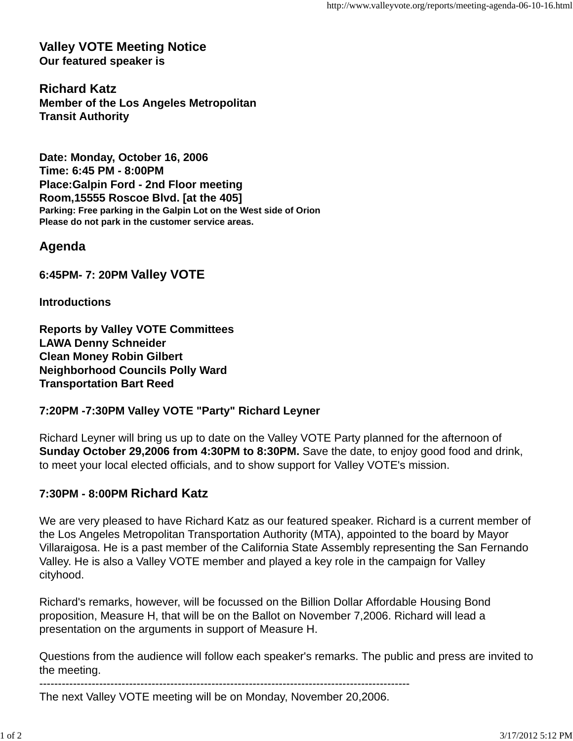# Valley VOTE Meeting Notice

**Our featured speaker is**

## Richard Katz

**Member of the Los Angeles Metropolitan Transit Authority**

**Date: Monday, October 16, 2006**
**Time: 6:45 PM - 8:00PM**
**Place:Galpin Ford - 2nd Floor meeting Room,15555 Roscoe Blvd. [at the 405]**
**Parking: Free parking in the Galpin Lot on the West side of Orion**
**Please do not park in the customer service areas.**

## Agenda

**6:45PM- 7: 20PM Valley VOTE**

**Introductions**

**Reports by Valley VOTE Committees**
**LAWA Denny Schneider**
**Clean Money Robin Gilbert**
**Neighborhood Councils Polly Ward**
**Transportation Bart Reed**

**7:20PM -7:30PM Valley VOTE "Party" Richard Leyner**

Richard Leyner will bring us up to date on the Valley VOTE Party planned for the afternoon of **Sunday October 29,2006 from 4:30PM to 8:30PM.** Save the date, to enjoy good food and drink, to meet your local elected officials, and to show support for Valley VOTE's mission.

**7:30PM - 8:00PM Richard Katz**

We are very pleased to have Richard Katz as our featured speaker. Richard is a current member of the Los Angeles Metropolitan Transportation Authority (MTA), appointed to the board by Mayor Villaraigosa. He is a past member of the California State Assembly representing the San Fernando Valley. He is also a Valley VOTE member and played a key role in the campaign for Valley cityhood.

Richard's remarks, however, will be focussed on the Billion Dollar Affordable Housing Bond proposition, Measure H, that will be on the Ballot on November 7,2006. Richard will lead a presentation on the arguments in support of Measure H.

Questions from the audience will follow each speaker's remarks. The public and press are invited to the meeting.

---

The next Valley VOTE meeting will be on Monday, November 20,2006.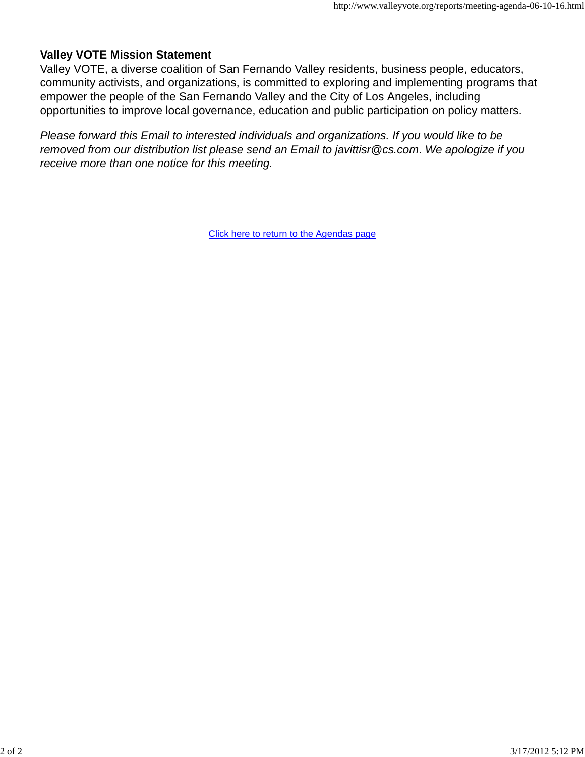**Valley VOTE Mission Statement**

Valley VOTE, a diverse coalition of San Fernando Valley residents, business people, educators, community activists, and organizations, is committed to exploring and implementing programs that empower the people of the San Fernando Valley and the City of Los Angeles, including opportunities to improve local governance, education and public participation on policy matters.

*Please forward this Email to interested individuals and organizations. If you would like to be removed from our distribution list please send an Email to javittisr@cs.com. We apologize if you receive more than one notice for this meeting.*

Click here to return to the Agendas page